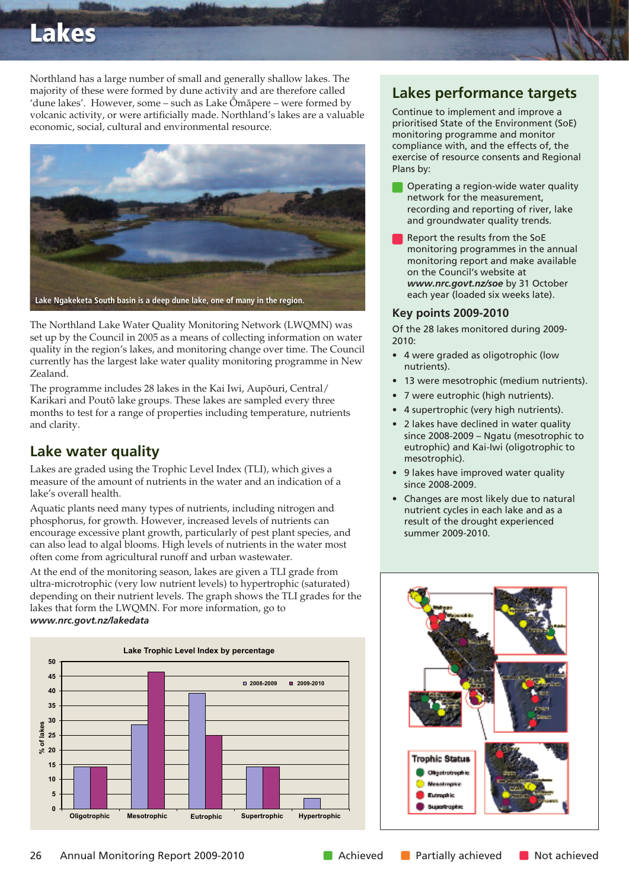# Lakes

Northland has a large number of small and generally shallow lakes. The majority of these were formed by dune activity and are therefore called 'dune lakes'. However, some – such as Lake Ōmāpere – were formed by volcanic activity, or were artificially made. Northland's lakes are a valuable economic, social, cultural and environmental resource.

Lake Ngakeketa South basin is a deep dune lake, one of many in the region.

The Northland Lake Water Quality Monitoring Network (LWQMN) was set up by the Council in 2005 as a means of collecting information on water quality in the region's lakes, and monitoring change over time. The Council currently has the largest lake water quality monitoring programme in New Zealand.

The programme includes 28 lakes in the Kai Iwi, Aupōuri, Central/Karikari and Poutō lake groups. These lakes are sampled every three months to test for a range of properties including temperature, nutrients and clarity.

## Lake water quality

Lakes are graded using the Trophic Level Index (TLI), which gives a measure of the amount of nutrients in the water and an indication of a lake's overall health.

Aquatic plants need many types of nutrients, including nitrogen and phosphorus, for growth. However, increased levels of nutrients can encourage excessive plant growth, particularly of pest plant species, and can also lead to algal blooms. High levels of nutrients in the water most often come from agricultural runoff and urban wastewater.

At the end of the monitoring season, lakes are given a TLI grade from ultra-microtrophic (very low nutrient levels) to hypertrophic (saturated) depending on their nutrient levels. The graph shows the TLI grades for the lakes that form the LWQMN. For more information, go to ***www.nrc.govt.nz/lakedata***

**Lake Trophic Level Index by percentage**

| % of lakes | 2008-2009 | 2009-2010 |
|---|---|---|
| Oligotrophic | 14 | 14 |
| Mesotrophic | 29 | 46 |
| Eutrophic | 39 | 25 |
| Supertrophic | 14 | 14 |
| Hypertrophic | 4 | |

## Lakes performance targets

Continue to implement and improve a prioritised State of the Environment (SoE) monitoring programme and monitor compliance with, and the effects of, the exercise of resource consents and Regional Plans by:

- Operating a region-wide water quality network for the measurement, recording and reporting of river, lake and groundwater quality trends. (Achieved)
- Report the results from the SoE monitoring programmes in the annual monitoring report and make available on the Council's website at ***www.nrc.govt.nz/soe*** by 31 October each year (loaded six weeks late). (Not achieved)

### Key points 2009-2010

Of the 28 lakes monitored during 2009-2010:

- 4 were graded as oligotrophic (low nutrients).
- 13 were mesotrophic (medium nutrients).
- 7 were eutrophic (high nutrients).
- 4 supertrophic (very high nutrients).
- 2 lakes have declined in water quality since 2008-2009 – Ngatu (mesotrophic to eutrophic) and Kai-Iwi (oligotrophic to mesotrophic).
- 9 lakes have improved water quality since 2008-2009.
- Changes are most likely due to natural nutrient cycles in each lake and as a result of the drought experienced summer 2009-2010.

Trophic Status
- Oligotrophic
- Mesotrophic
- Eutrophic
- Supertrophic

Achieved | Partially achieved | Not achieved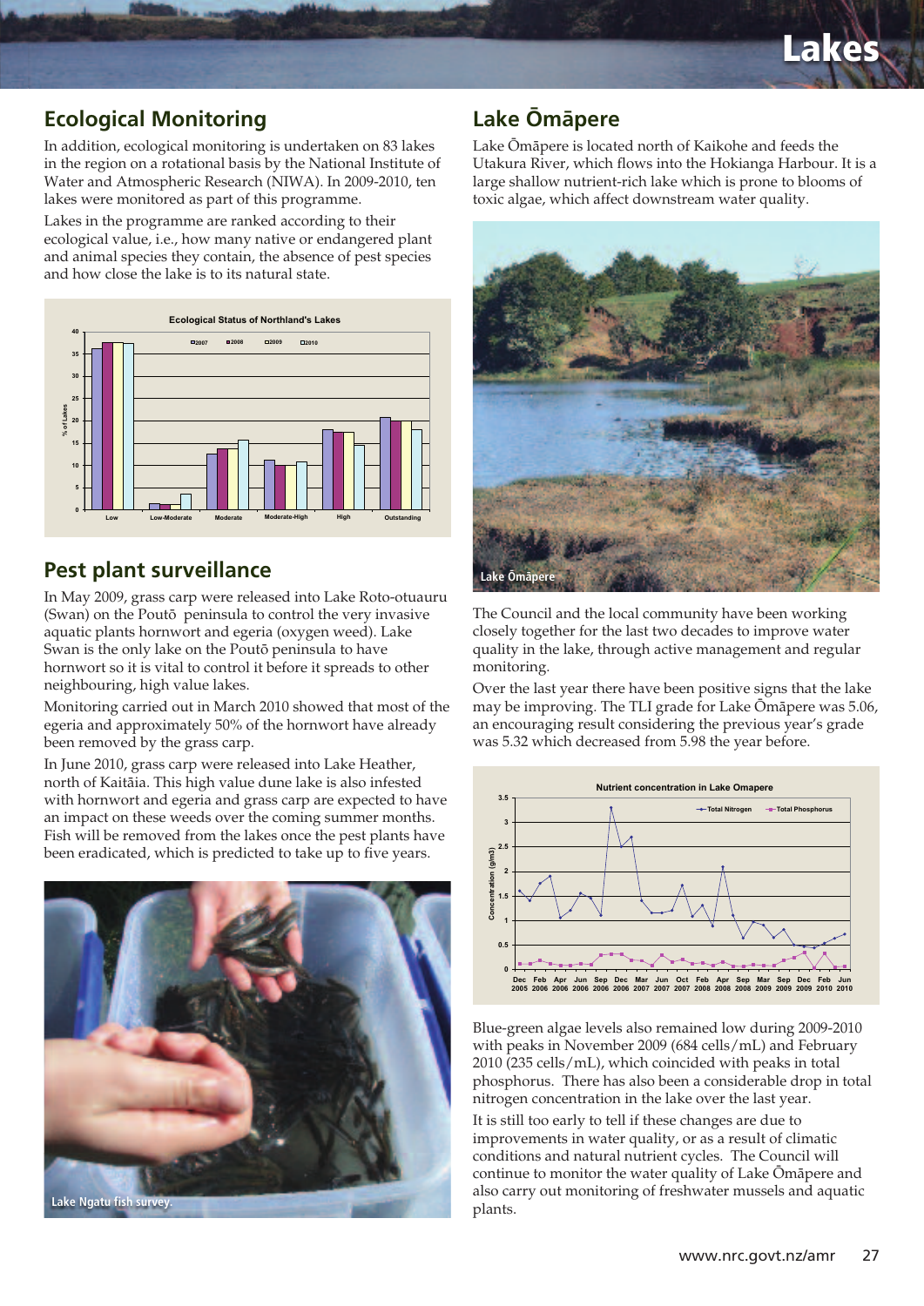# Lakes

## Ecological Monitoring

In addition, ecological monitoring is undertaken on 83 lakes in the region on a rotational basis by the National Institute of Water and Atmospheric Research (NIWA). In 2009-2010, ten lakes were monitored as part of this programme.

Lakes in the programme are ranked according to their ecological value, i.e., how many native or endangered plant and animal species they contain, the absence of pest species and how close the lake is to its natural state.

Ecological Status of Northland's Lakes

2007
2008
2009
2010

% of Lakes

0
5
10
15
20
25
30
35
40

Low
Low-Moderate
Moderate
Moderate-High
High
Outstanding

## Pest plant surveillance

In May 2009, grass carp were released into Lake Roto-otuauru (Swan) on the Poutō peninsula to control the very invasive aquatic plants hornwort and egeria (oxygen weed). Lake Swan is the only lake on the Poutō peninsula to have hornwort so it is vital to control it before it spreads to other neighbouring, high value lakes.

Monitoring carried out in March 2010 showed that most of the egeria and approximately 50% of the hornwort have already been removed by the grass carp.

In June 2010, grass carp were released into Lake Heather, north of Kaitāia. This high value dune lake is also infested with hornwort and egeria and grass carp are expected to have an impact on these weeds over the coming summer months. Fish will be removed from the lakes once the pest plants have been eradicated, which is predicted to take up to five years.

Lake Ngatu fish survey.

## Lake Ōmāpere

Lake Ōmāpere is located north of Kaikohe and feeds the Utakura River, which flows into the Hokianga Harbour. It is a large shallow nutrient-rich lake which is prone to blooms of toxic algae, which affect downstream water quality.

Lake Ōmāpere

The Council and the local community have been working closely together for the last two decades to improve water quality in the lake, through active management and regular monitoring.

Over the last year there have been positive signs that the lake may be improving. The TLI grade for Lake Ōmāpere was 5.06, an encouraging result considering the previous year's grade was 5.32 which decreased from 5.98 the year before.

Nutrient concentration in Lake Omapere

Total Nitrogen
Total Phosphorus

Concentration (g/m3)

0
0.5
1
1.5
2
2.5
3
3.5

Dec 2005
Feb 2006
Apr 2006
Jun 2006
Sep 2006
Dec 2006
Mar 2007
Jun 2007
Oct 2007
Feb 2008
Apr 2008
Sep 2008
Mar 2009
Sep 2009
Dec 2009
Feb 2010
Jun 2010

Blue-green algae levels also remained low during 2009-2010 with peaks in November 2009 (684 cells/mL) and February 2010 (235 cells/mL), which coincided with peaks in total phosphorus. There has also been a considerable drop in total nitrogen concentration in the lake over the last year.

It is still too early to tell if these changes are due to improvements in water quality, or as a result of climatic conditions and natural nutrient cycles. The Council will continue to monitor the water quality of Lake Ōmāpere and also carry out monitoring of freshwater mussels and aquatic plants.